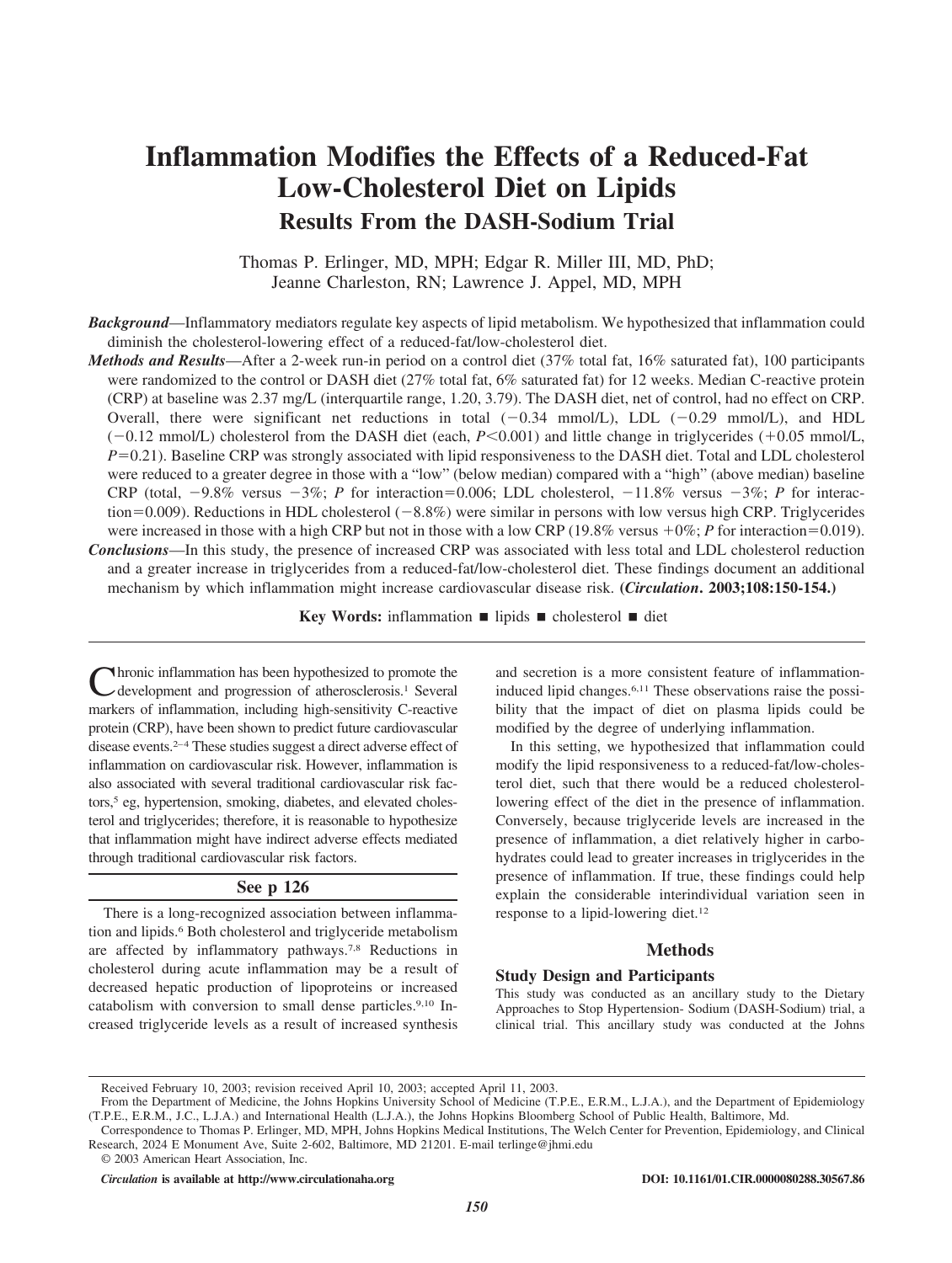# Inflammation Modifies the Effects of a Reduced-Fat Low-Cholesterol Diet on Lipids

## Results From the DASH-Sodium Trial

Thomas P. Erlinger, MD, MPH; Edgar R. Miller III, MD, PhD; Jeanne Charleston, RN; Lawrence J. Appel, MD, MPH

***Background*****—**Inflammatory mediators regulate key aspects of lipid metabolism. We hypothesized that inflammation could diminish the cholesterol-lowering effect of a reduced-fat/low-cholesterol diet.

***Methods and Results*****—**After a 2-week run-in period on a control diet (37% total fat, 16% saturated fat), 100 participants were randomized to the control or DASH diet (27% total fat, 6% saturated fat) for 12 weeks. Median C-reactive protein (CRP) at baseline was 2.37 mg/L (interquartile range, 1.20, 3.79). The DASH diet, net of control, had no effect on CRP. Overall, there were significant net reductions in total (−0.34 mmol/L), LDL (−0.29 mmol/L), and HDL (−0.12 mmol/L) cholesterol from the DASH diet (each, $P<0.001$) and little change in triglycerides (+0.05 mmol/L, $P=0.21$). Baseline CRP was strongly associated with lipid responsiveness to the DASH diet. Total and LDL cholesterol were reduced to a greater degree in those with a "low" (below median) compared with a "high" (above median) baseline CRP (total, −9.8% versus −3%; *P* for interaction=0.006; LDL cholesterol, −11.8% versus −3%; *P* for interaction=0.009). Reductions in HDL cholesterol (−8.8%) were similar in persons with low versus high CRP. Triglycerides were increased in those with a high CRP but not in those with a low CRP (19.8% versus +0%; *P* for interaction=0.019).

***Conclusions*****—**In this study, the presence of increased CRP was associated with less total and LDL cholesterol reduction and a greater increase in triglycerides from a reduced-fat/low-cholesterol diet. These findings document an additional mechanism by which inflammation might increase cardiovascular disease risk. **(*Circulation*. 2003;108:150-154.)**

**Key Words:** inflammation ■ lipids ■ cholesterol ■ diet

Chronic inflammation has been hypothesized to promote the development and progression of atherosclerosis.[1] Several markers of inflammation, including high-sensitivity C-reactive protein (CRP), have been shown to predict future cardiovascular disease events.[2–4] These studies suggest a direct adverse effect of inflammation on cardiovascular risk. However, inflammation is also associated with several traditional cardiovascular risk factors,[5] eg, hypertension, smoking, diabetes, and elevated cholesterol and triglycerides; therefore, it is reasonable to hypothesize that inflammation might have indirect adverse effects mediated through traditional cardiovascular risk factors.

**See p 126**

There is a long-recognized association between inflammation and lipids.[6] Both cholesterol and triglyceride metabolism are affected by inflammatory pathways.[7,8] Reductions in cholesterol during acute inflammation may be a result of decreased hepatic production of lipoproteins or increased catabolism with conversion to small dense particles.[9,10] Increased triglyceride levels as a result of increased synthesis and secretion is a more consistent feature of inflammation-induced lipid changes.[6,11] These observations raise the possibility that the impact of diet on plasma lipids could be modified by the degree of underlying inflammation.

In this setting, we hypothesized that inflammation could modify the lipid responsiveness to a reduced-fat/low-cholesterol diet, such that there would be a reduced cholesterol-lowering effect of the diet in the presence of inflammation. Conversely, because triglyceride levels are increased in the presence of inflammation, a diet relatively higher in carbohydrates could lead to greater increases in triglycerides in the presence of inflammation. If true, these findings could help explain the considerable interindividual variation seen in response to a lipid-lowering diet.[12]

## Methods

### Study Design and Participants

This study was conducted as an ancillary study to the Dietary Approaches to Stop Hypertension- Sodium (DASH-Sodium) trial, a clinical trial. This ancillary study was conducted at the Johns

Received February 10, 2003; revision received April 10, 2003; accepted April 11, 2003.

From the Department of Medicine, the Johns Hopkins University School of Medicine (T.P.E., E.R.M., L.J.A.), and the Department of Epidemiology (T.P.E., E.R.M., J.C., L.J.A.) and International Health (L.J.A.), the Johns Hopkins Bloomberg School of Public Health, Baltimore, Md.

Correspondence to Thomas P. Erlinger, MD, MPH, Johns Hopkins Medical Institutions, The Welch Center for Prevention, Epidemiology, and Clinical Research, 2024 E Monument Ave, Suite 2-602, Baltimore, MD 21201. E-mail terlinge@jhmi.edu

© 2003 American Heart Association, Inc.

*Circulation* **is available at http://www.circulationaha.org** **DOI: 10.1161/01.CIR.0000080288.30567.86**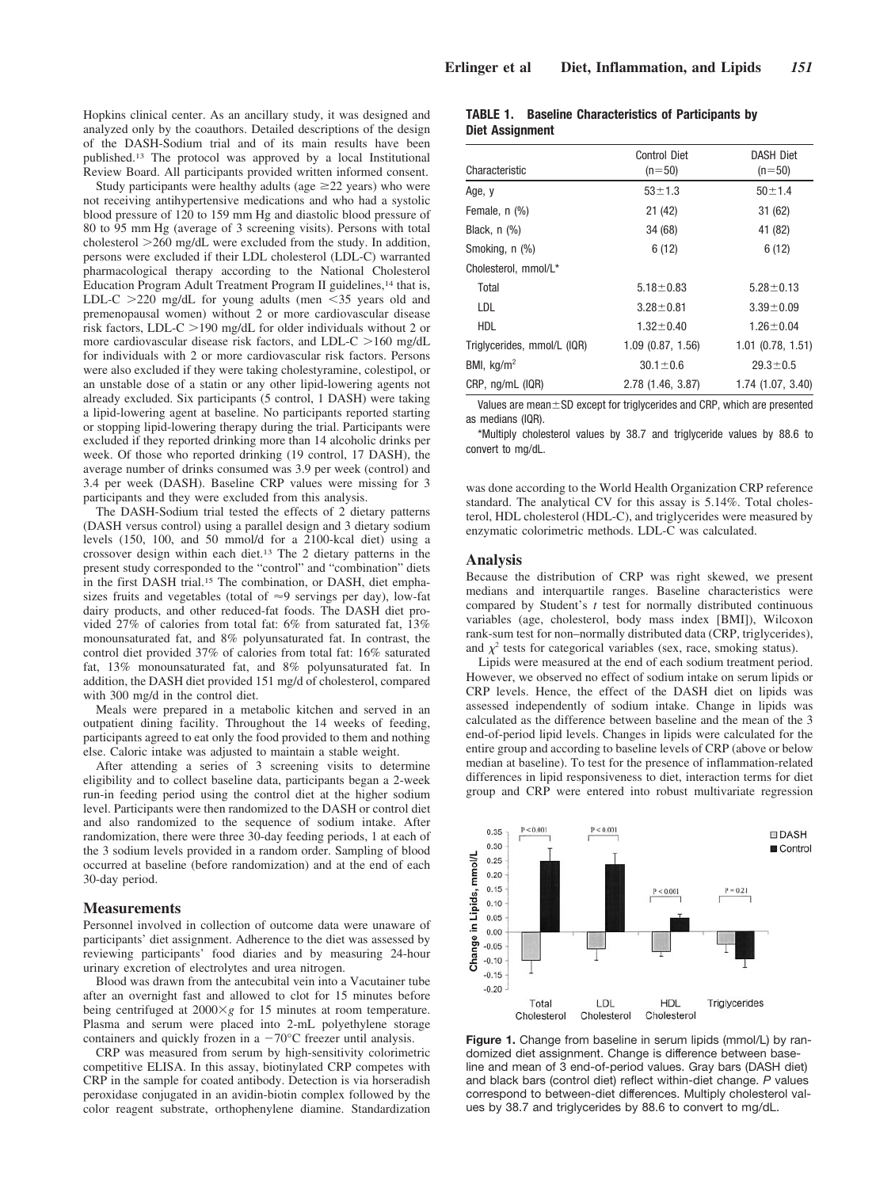Hopkins clinical center. As an ancillary study, it was designed and analyzed only by the coauthors. Detailed descriptions of the design of the DASH-Sodium trial and of its main results have been published.[13] The protocol was approved by a local Institutional Review Board. All participants provided written informed consent.

Study participants were healthy adults (age ≥22 years) who were not receiving antihypertensive medications and who had a systolic blood pressure of 120 to 159 mm Hg and diastolic blood pressure of 80 to 95 mm Hg (average of 3 screening visits). Persons with total cholesterol >260 mg/dL were excluded from the study. In addition, persons were excluded if their LDL cholesterol (LDL-C) warranted pharmacological therapy according to the National Cholesterol Education Program Adult Treatment Program II guidelines,[14] that is, LDL-C >220 mg/dL for young adults (men <35 years old and premenopausal women) without 2 or more cardiovascular disease risk factors, LDL-C >190 mg/dL for older individuals without 2 or more cardiovascular disease risk factors, and LDL-C >160 mg/dL for individuals with 2 or more cardiovascular risk factors. Persons were also excluded if they were taking cholestyramine, colestipol, or an unstable dose of a statin or any other lipid-lowering agents not already excluded. Six participants (5 control, 1 DASH) were taking a lipid-lowering agent at baseline. No participants reported starting or stopping lipid-lowering therapy during the trial. Participants were excluded if they reported drinking more than 14 alcoholic drinks per week. Of those who reported drinking (19 control, 17 DASH), the average number of drinks consumed was 3.9 per week (control) and 3.4 per week (DASH). Baseline CRP values were missing for 3 participants and they were excluded from this analysis.

The DASH-Sodium trial tested the effects of 2 dietary patterns (DASH versus control) using a parallel design and 3 dietary sodium levels (150, 100, and 50 mmol/d for a 2100-kcal diet) using a crossover design within each diet.[13] The 2 dietary patterns in the present study corresponded to the "control" and "combination" diets in the first DASH trial.[15] The combination, or DASH, diet emphasizes fruits and vegetables (total of ≈9 servings per day), low-fat dairy products, and other reduced-fat foods. The DASH diet provided 27% of calories from total fat: 6% from saturated fat, 13% monounsaturated fat, and 8% polyunsaturated fat. In contrast, the control diet provided 37% of calories from total fat: 16% saturated fat, 13% monounsaturated fat, and 8% polyunsaturated fat. In addition, the DASH diet provided 151 mg/d of cholesterol, compared with 300 mg/d in the control diet.

Meals were prepared in a metabolic kitchen and served in an outpatient dining facility. Throughout the 14 weeks of feeding, participants agreed to eat only the food provided to them and nothing else. Caloric intake was adjusted to maintain a stable weight.

After attending a series of 3 screening visits to determine eligibility and to collect baseline data, participants began a 2-week run-in feeding period using the control diet at the higher sodium level. Participants were then randomized to the DASH or control diet and also randomized to the sequence of sodium intake. After randomization, there were three 30-day feeding periods, 1 at each of the 3 sodium levels provided in a random order. Sampling of blood occurred at baseline (before randomization) and at the end of each 30-day period.

## Measurements

Personnel involved in collection of outcome data were unaware of participants' diet assignment. Adherence to the diet was assessed by reviewing participants' food diaries and by measuring 24-hour urinary excretion of electrolytes and urea nitrogen.

Blood was drawn from the antecubital vein into a Vacutainer tube after an overnight fast and allowed to clot for 15 minutes before being centrifuged at $2000\times g$ for 15 minutes at room temperature. Plasma and serum were placed into 2-mL polyethylene storage containers and quickly frozen in a −70°C freezer until analysis.

CRP was measured from serum by high-sensitivity colorimetric competitive ELISA. In this assay, biotinylated CRP competes with CRP in the sample for coated antibody. Detection is via horseradish peroxidase conjugated in an avidin-biotin complex followed by the color reagent substrate, orthophenylene diamine. Standardization was done according to the World Health Organization CRP reference standard. The analytical CV for this assay is 5.14%. Total cholesterol, HDL cholesterol (HDL-C), and triglycerides were measured by enzymatic colorimetric methods. LDL-C was calculated.

**TABLE 1. Baseline Characteristics of Participants by Diet Assignment**

| Characteristic | Control Diet (n=50) | DASH Diet (n=50) |
|---|---|---|
| Age, y | 53±1.3 | 50±1.4 |
| Female, n (%) | 21 (42) | 31 (62) |
| Black, n (%) | 34 (68) | 41 (82) |
| Smoking, n (%) | 6 (12) | 6 (12) |
| Cholesterol, mmol/L* | | |
| Total | 5.18±0.83 | 5.28±0.13 |
| LDL | 3.28±0.81 | 3.39±0.09 |
| HDL | 1.32±0.40 | 1.26±0.04 |
| Triglycerides, mmol/L (IQR) | 1.09 (0.87, 1.56) | 1.01 (0.78, 1.51) |
| BMI, kg/m² | 30.1±0.6 | 29.3±0.5 |
| CRP, ng/mL (IQR) | 2.78 (1.46, 3.87) | 1.74 (1.07, 3.40) |

Values are mean±SD except for triglycerides and CRP, which are presented as medians (IQR).

*Multiply cholesterol values by 38.7 and triglyceride values by 88.6 to convert to mg/dL.

## Analysis

Because the distribution of CRP was right skewed, we present medians and interquartile ranges. Baseline characteristics were compared by Student's *t* test for normally distributed continuous variables (age, cholesterol, body mass index [BMI]), Wilcoxon rank-sum test for non–normally distributed data (CRP, triglycerides), and $\chi^2$ tests for categorical variables (sex, race, smoking status).

Lipids were measured at the end of each sodium treatment period. However, we observed no effect of sodium intake on serum lipids or CRP levels. Hence, the effect of the DASH diet on lipids was assessed independently of sodium intake. Change in lipids was calculated as the difference between baseline and the mean of the 3 end-of-period lipid levels. Changes in lipids were calculated for the entire group and according to baseline levels of CRP (above or below median at baseline). To test for the presence of inflammation-related differences in lipid responsiveness to diet, interaction terms for diet group and CRP were entered into robust multivariate regression

**Figure 1.** Change from baseline in serum lipids (mmol/L) by randomized diet assignment. Change is difference between baseline and mean of 3 end-of-period values. Gray bars (DASH diet) and black bars (control diet) reflect within-diet change. *P* values correspond to between-diet differences. Multiply cholesterol values by 38.7 and triglycerides by 88.6 to convert to mg/dL.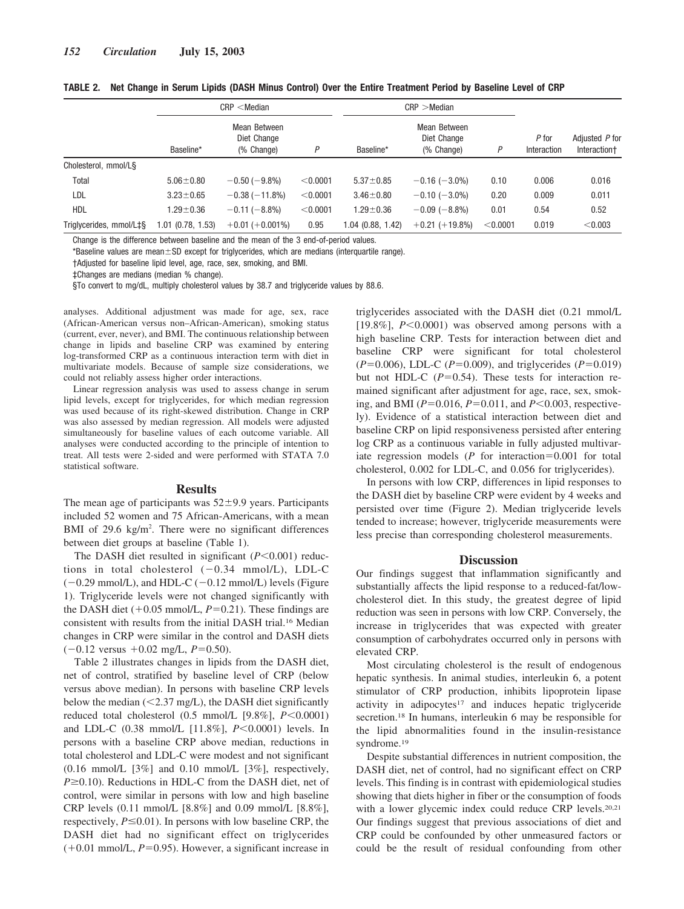**TABLE 2. Net Change in Serum Lipids (DASH Minus Control) Over the Entire Treatment Period by Baseline Level of CRP**

| | CRP <Median | | | CRP >Median | | | | |
|---|---|---|---|---|---|---|---|---|
| | Baseline* | Mean Between Diet Change (% Change) | *P* | Baseline* | Mean Between Diet Change (% Change) | *P* | *P* for Interaction | Adjusted *P* for Interaction† |
| Cholesterol, mmol/L§ | | | | | | | | |
| Total | 5.06±0.80 | −0.50 (−9.8%) | <0.0001 | 5.37±0.85 | −0.16 (−3.0%) | 0.10 | 0.006 | 0.016 |
| LDL | 3.23±0.65 | −0.38 (−11.8%) | <0.0001 | 3.46±0.80 | −0.10 (−3.0%) | 0.20 | 0.009 | 0.011 |
| HDL | 1.29±0.36 | −0.11 (−8.8%) | <0.0001 | 1.29±0.36 | −0.09 (−8.8%) | 0.01 | 0.54 | 0.52 |
| Triglycerides, mmol/L‡§ | 1.01 (0.78, 1.53) | +0.01 (+0.001%) | 0.95 | 1.04 (0.88, 1.42) | +0.21 (+19.8%) | <0.0001 | 0.019 | <0.003 |

Change is the difference between baseline and the mean of the 3 end-of-period values.

*Baseline values are mean±SD except for triglycerides, which are medians (interquartile range).

†Adjusted for baseline lipid level, age, race, sex, smoking, and BMI.

‡Changes are medians (median % change).

§To convert to mg/dL, multiply cholesterol values by 38.7 and triglyceride values by 88.6.

analyses. Additional adjustment was made for age, sex, race (African-American versus non–African-American), smoking status (current, ever, never), and BMI. The continuous relationship between change in lipids and baseline CRP was examined by entering log-transformed CRP as a continuous interaction term with diet in multivariate models. Because of sample size considerations, we could not reliably assess higher order interactions.

Linear regression analysis was used to assess change in serum lipid levels, except for triglycerides, for which median regression was used because of its right-skewed distribution. Change in CRP was also assessed by median regression. All models were adjusted simultaneously for baseline values of each outcome variable. All analyses were conducted according to the principle of intention to treat. All tests were 2-sided and were performed with STATA 7.0 statistical software.

## Results

The mean age of participants was 52±9.9 years. Participants included 52 women and 75 African-Americans, with a mean BMI of 29.6 kg/m$^2$. There were no significant differences between diet groups at baseline (Table 1).

The DASH diet resulted in significant ($P<0.001$) reductions in total cholesterol (−0.34 mmol/L), LDL-C (−0.29 mmol/L), and HDL-C (−0.12 mmol/L) levels (Figure 1). Triglyceride levels were not changed significantly with the DASH diet (+0.05 mmol/L, $P=0.21$). These findings are consistent with results from the initial DASH trial.[16] Median changes in CRP were similar in the control and DASH diets (−0.12 versus +0.02 mg/L, $P=0.50$).

Table 2 illustrates changes in lipids from the DASH diet, net of control, stratified by baseline level of CRP (below versus above median). In persons with baseline CRP levels below the median (<2.37 mg/L), the DASH diet significantly reduced total cholesterol (0.5 mmol/L [9.8%], $P<0.0001$) and LDL-C (0.38 mmol/L [11.8%], $P<0.0001$) levels. In persons with a baseline CRP above median, reductions in total cholesterol and LDL-C were modest and not significant (0.16 mmol/L [3%] and 0.10 mmol/L [3%], respectively, $P\geq0.10$). Reductions in HDL-C from the DASH diet, net of control, were similar in persons with low and high baseline CRP levels (0.11 mmol/L [8.8%] and 0.09 mmol/L [8.8%], respectively, $P\leq0.01$). In persons with low baseline CRP, the DASH diet had no significant effect on triglycerides (+0.01 mmol/L, $P=0.95$). However, a significant increase in triglycerides associated with the DASH diet (0.21 mmol/L [19.8%], $P<0.0001$) was observed among persons with a high baseline CRP. Tests for interaction between diet and baseline CRP were significant for total cholesterol ($P=0.006$), LDL-C ($P=0.009$), and triglycerides ($P=0.019$) but not HDL-C ($P=0.54$). These tests for interaction remained significant after adjustment for age, race, sex, smoking, and BMI ($P=0.016$, $P=0.011$, and $P<0.003$, respectively). Evidence of a statistical interaction between diet and baseline CRP on lipid responsiveness persisted after entering log CRP as a continuous variable in fully adjusted multivariate regression models ($P$ for interaction=0.001 for total cholesterol, 0.002 for LDL-C, and 0.056 for triglycerides).

In persons with low CRP, differences in lipid responses to the DASH diet by baseline CRP were evident by 4 weeks and persisted over time (Figure 2). Median triglyceride levels tended to increase; however, triglyceride measurements were less precise than corresponding cholesterol measurements.

## Discussion

Our findings suggest that inflammation significantly and substantially affects the lipid response to a reduced-fat/low-cholesterol diet. In this study, the greatest degree of lipid reduction was seen in persons with low CRP. Conversely, the increase in triglycerides that was expected with greater consumption of carbohydrates occurred only in persons with elevated CRP.

Most circulating cholesterol is the result of endogenous hepatic synthesis. In animal studies, interleukin 6, a potent stimulator of CRP production, inhibits lipoprotein lipase activity in adipocytes[17] and induces hepatic triglyceride secretion.[18] In humans, interleukin 6 may be responsible for the lipid abnormalities found in the insulin-resistance syndrome.[19]

Despite substantial differences in nutrient composition, the DASH diet, net of control, had no significant effect on CRP levels. This finding is in contrast with epidemiological studies showing that diets higher in fiber or the consumption of foods with a lower glycemic index could reduce CRP levels.[20,21] Our findings suggest that previous associations of diet and CRP could be confounded by other unmeasured factors or could be the result of residual confounding from other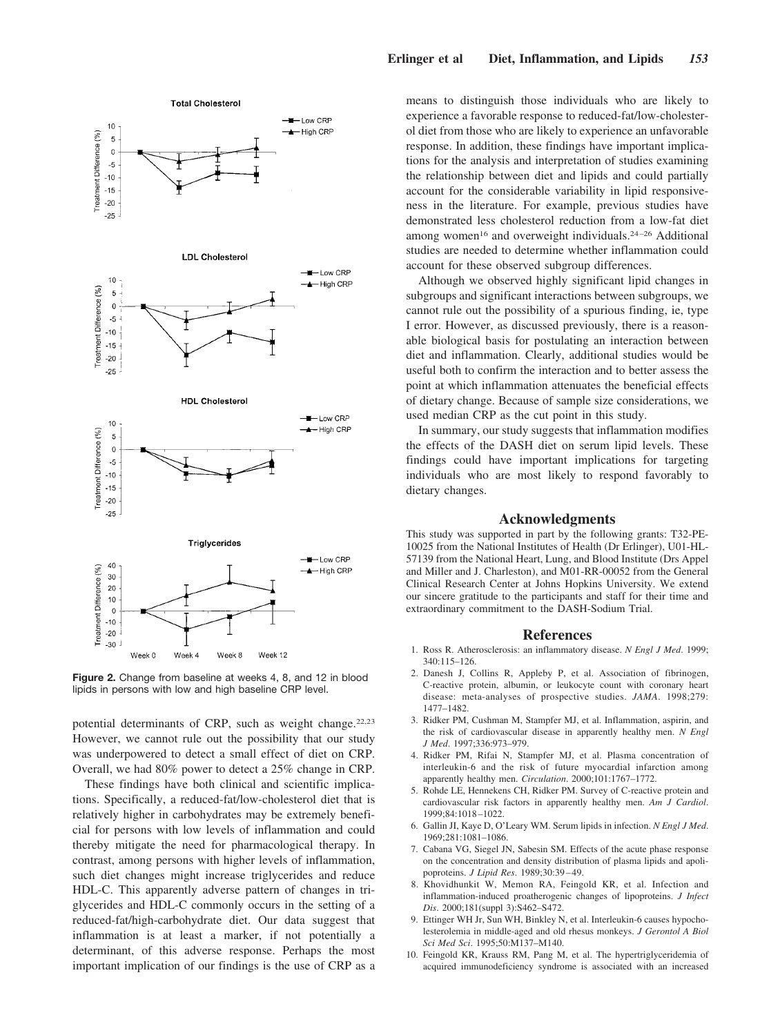Total Cholesterol

Low CRP
High CRP

Treatment Difference (%)

10
5
0
-5
-10
-15
-20
-25

LDL Cholesterol

Low CRP
High CRP

Treatment Difference (%)

10
5
0
-5
-10
-15
-20
-25

HDL Cholesterol

Low CRP
High CRP

Treatment Difference (%)

10
5
0
-5
-10
-15
-20
-25

Triglycerides

Low CRP
High CRP

Treatment Difference (%)

40
30
20
10
0
-10
-20
-30

Week 0
Week 4
Week 8
Week 12

**Figure 2.** Change from baseline at weeks 4, 8, and 12 in blood lipids in persons with low and high baseline CRP level.

potential determinants of CRP, such as weight change.[22,23] However, we cannot rule out the possibility that our study was underpowered to detect a small effect of diet on CRP. Overall, we had 80% power to detect a 25% change in CRP.

These findings have both clinical and scientific implications. Specifically, a reduced-fat/low-cholesterol diet that is relatively higher in carbohydrates may be extremely beneficial for persons with low levels of inflammation and could thereby mitigate the need for pharmacological therapy. In contrast, among persons with higher levels of inflammation, such diet changes might increase triglycerides and reduce HDL-C. This apparently adverse pattern of changes in triglycerides and HDL-C commonly occurs in the setting of a reduced-fat/high-carbohydrate diet. Our data suggest that inflammation is at least a marker, if not potentially a determinant, of this adverse response. Perhaps the most important implication of our findings is the use of CRP as a means to distinguish those individuals who are likely to experience a favorable response to reduced-fat/low-cholesterol diet from those who are likely to experience an unfavorable response. In addition, these findings have important implications for the analysis and interpretation of studies examining the relationship between diet and lipids and could partially account for the considerable variability in lipid responsiveness in the literature. For example, previous studies have demonstrated less cholesterol reduction from a low-fat diet among women[16] and overweight individuals.[24–26] Additional studies are needed to determine whether inflammation could account for these observed subgroup differences.

Although we observed highly significant lipid changes in subgroups and significant interactions between subgroups, we cannot rule out the possibility of a spurious finding, ie, type I error. However, as discussed previously, there is a reasonable biological basis for postulating an interaction between diet and inflammation. Clearly, additional studies would be useful both to confirm the interaction and to better assess the point at which inflammation attenuates the beneficial effects of dietary change. Because of sample size considerations, we used median CRP as the cut point in this study.

In summary, our study suggests that inflammation modifies the effects of the DASH diet on serum lipid levels. These findings could have important implications for targeting individuals who are most likely to respond favorably to dietary changes.

## Acknowledgments

This study was supported in part by the following grants: T32-PE-10025 from the National Institutes of Health (Dr Erlinger), U01-HL-57139 from the National Heart, Lung, and Blood Institute (Drs Appel and Miller and J. Charleston), and M01-RR-00052 from the General Clinical Research Center at Johns Hopkins University. We extend our sincere gratitude to the participants and staff for their time and extraordinary commitment to the DASH-Sodium Trial.

## References

1. Ross R. Atherosclerosis: an inflammatory disease. *N Engl J Med*. 1999;340:115–126.
2. Danesh J, Collins R, Appleby P, et al. Association of fibrinogen, C-reactive protein, albumin, or leukocyte count with coronary heart disease: meta-analyses of prospective studies. *JAMA*. 1998;279:1477–1482.
3. Ridker PM, Cushman M, Stampfer MJ, et al. Inflammation, aspirin, and the risk of cardiovascular disease in apparently healthy men. *N Engl J Med*. 1997;336:973–979.
4. Ridker PM, Rifai N, Stampfer MJ, et al. Plasma concentration of interleukin-6 and the risk of future myocardial infarction among apparently healthy men. *Circulation*. 2000;101:1767–1772.
5. Rohde LE, Hennekens CH, Ridker PM. Survey of C-reactive protein and cardiovascular risk factors in apparently healthy men. *Am J Cardiol*. 1999;84:1018–1022.
6. Gallin JI, Kaye D, O'Leary WM. Serum lipids in infection. *N Engl J Med*. 1969;281:1081–1086.
7. Cabana VG, Siegel JN, Sabesin SM. Effects of the acute phase response on the concentration and density distribution of plasma lipids and apolipoproteins. *J Lipid Res*. 1989;30:39–49.
8. Khovidhunkit W, Memon RA, Feingold KR, et al. Infection and inflammation-induced proatherogenic changes of lipoproteins. *J Infect Dis*. 2000;181(suppl 3):S462–S472.
9. Ettinger WH Jr, Sun WH, Binkley N, et al. Interleukin-6 causes hypocholesterolemia in middle-aged and old rhesus monkeys. *J Gerontol A Biol Sci Med Sci*. 1995;50:M137–M140.
10. Feingold KR, Krauss RM, Pang M, et al. The hypertriglyceridemia of acquired immunodeficiency syndrome is associated with an increased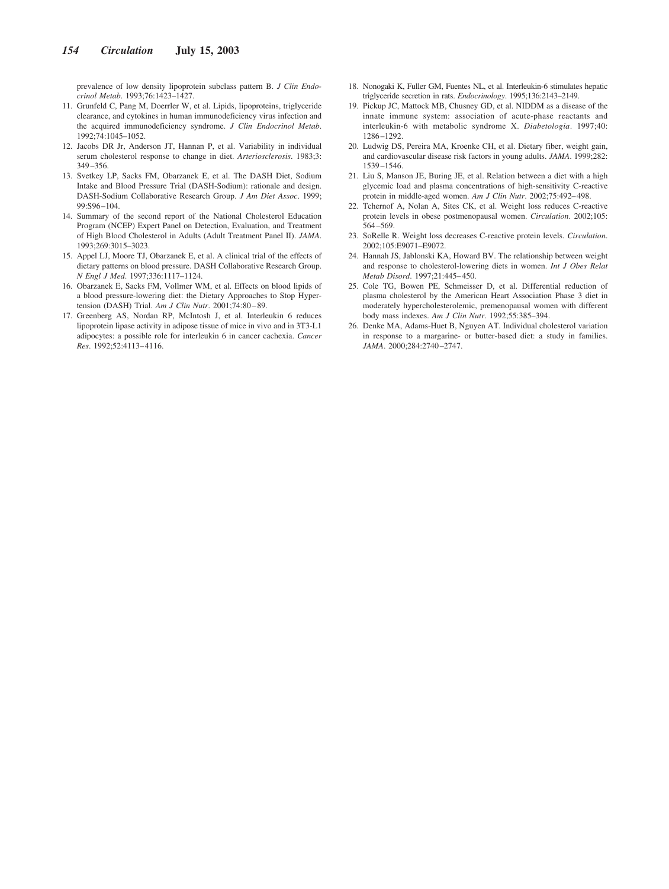prevalence of low density lipoprotein subclass pattern B. *J Clin Endocrinol Metab*. 1993;76:1423–1427.

11. Grunfeld C, Pang M, Doerrler W, et al. Lipids, lipoproteins, triglyceride clearance, and cytokines in human immunodeficiency virus infection and the acquired immunodeficiency syndrome. *J Clin Endocrinol Metab*. 1992;74:1045–1052.
12. Jacobs DR Jr, Anderson JT, Hannan P, et al. Variability in individual serum cholesterol response to change in diet. *Arteriosclerosis*. 1983;3: 349–356.
13. Svetkey LP, Sacks FM, Obarzanek E, et al. The DASH Diet, Sodium Intake and Blood Pressure Trial (DASH-Sodium): rationale and design. DASH-Sodium Collaborative Research Group. *J Am Diet Assoc*. 1999; 99:S96–104.
14. Summary of the second report of the National Cholesterol Education Program (NCEP) Expert Panel on Detection, Evaluation, and Treatment of High Blood Cholesterol in Adults (Adult Treatment Panel II). *JAMA*. 1993;269:3015–3023.
15. Appel LJ, Moore TJ, Obarzanek E, et al. A clinical trial of the effects of dietary patterns on blood pressure. DASH Collaborative Research Group. *N Engl J Med*. 1997;336:1117–1124.
16. Obarzanek E, Sacks FM, Vollmer WM, et al. Effects on blood lipids of a blood pressure-lowering diet: the Dietary Approaches to Stop Hypertension (DASH) Trial. *Am J Clin Nutr*. 2001;74:80–89.
17. Greenberg AS, Nordan RP, McIntosh J, et al. Interleukin 6 reduces lipoprotein lipase activity in adipose tissue of mice in vivo and in 3T3-L1 adipocytes: a possible role for interleukin 6 in cancer cachexia. *Cancer Res*. 1992;52:4113–4116.
18. Nonogaki K, Fuller GM, Fuentes NL, et al. Interleukin-6 stimulates hepatic triglyceride secretion in rats. *Endocrinology*. 1995;136:2143–2149.
19. Pickup JC, Mattock MB, Chusney GD, et al. NIDDM as a disease of the innate immune system: association of acute-phase reactants and interleukin-6 with metabolic syndrome X. *Diabetologia*. 1997;40: 1286–1292.
20. Ludwig DS, Pereira MA, Kroenke CH, et al. Dietary fiber, weight gain, and cardiovascular disease risk factors in young adults. *JAMA*. 1999;282: 1539–1546.
21. Liu S, Manson JE, Buring JE, et al. Relation between a diet with a high glycemic load and plasma concentrations of high-sensitivity C-reactive protein in middle-aged women. *Am J Clin Nutr*. 2002;75:492–498.
22. Tchernof A, Nolan A, Sites CK, et al. Weight loss reduces C-reactive protein levels in obese postmenopausal women. *Circulation*. 2002;105: 564–569.
23. SoRelle R. Weight loss decreases C-reactive protein levels. *Circulation*. 2002;105:E9071–E9072.
24. Hannah JS, Jablonski KA, Howard BV. The relationship between weight and response to cholesterol-lowering diets in women. *Int J Obes Relat Metab Disord*. 1997;21:445–450.
25. Cole TG, Bowen PE, Schmeisser D, et al. Differential reduction of plasma cholesterol by the American Heart Association Phase 3 diet in moderately hypercholesterolemic, premenopausal women with different body mass indexes. *Am J Clin Nutr*. 1992;55:385–394.
26. Denke MA, Adams-Huet B, Nguyen AT. Individual cholesterol variation in response to a margarine- or butter-based diet: a study in families. *JAMA*. 2000;284:2740–2747.